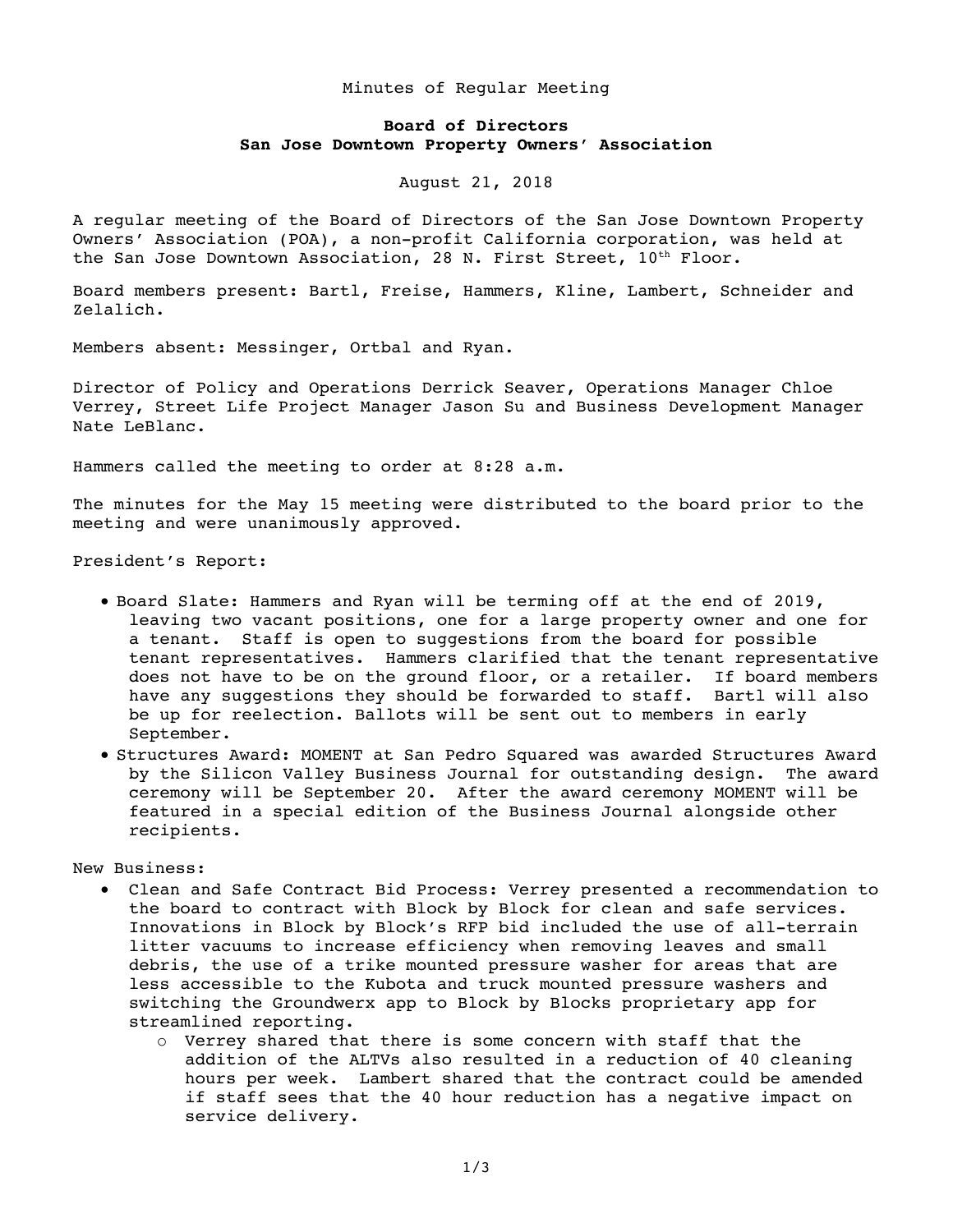Minutes of Regular Meeting

**Board of Directors**
**San Jose Downtown Property Owners' Association**

August 21, 2018

A regular meeting of the Board of Directors of the San Jose Downtown Property Owners' Association (POA), a non-profit California corporation, was held at the San Jose Downtown Association, 28 N. First Street, 10th Floor.

Board members present: Bartl, Freise, Hammers, Kline, Lambert, Schneider and Zelalich.

Members absent: Messinger, Ortbal and Ryan.

Director of Policy and Operations Derrick Seaver, Operations Manager Chloe Verrey, Street Life Project Manager Jason Su and Business Development Manager Nate LeBlanc.

Hammers called the meeting to order at 8:28 a.m.

The minutes for the May 15 meeting were distributed to the board prior to the meeting and were unanimously approved.

President's Report:

- Board Slate: Hammers and Ryan will be terming off at the end of 2019, leaving two vacant positions, one for a large property owner and one for a tenant. Staff is open to suggestions from the board for possible tenant representatives. Hammers clarified that the tenant representative does not have to be on the ground floor, or a retailer. If board members have any suggestions they should be forwarded to staff. Bartl will also be up for reelection. Ballots will be sent out to members in early September.
- Structures Award: MOMENT at San Pedro Squared was awarded Structures Award by the Silicon Valley Business Journal for outstanding design. The award ceremony will be September 20. After the award ceremony MOMENT will be featured in a special edition of the Business Journal alongside other recipients.

New Business:

- Clean and Safe Contract Bid Process: Verrey presented a recommendation to the board to contract with Block by Block for clean and safe services. Innovations in Block by Block's RFP bid included the use of all-terrain litter vacuums to increase efficiency when removing leaves and small debris, the use of a trike mounted pressure washer for areas that are less accessible to the Kubota and truck mounted pressure washers and switching the Groundwerx app to Block by Blocks proprietary app for streamlined reporting.
  - Verrey shared that there is some concern with staff that the addition of the ALTVs also resulted in a reduction of 40 cleaning hours per week. Lambert shared that the contract could be amended if staff sees that the 40 hour reduction has a negative impact on service delivery.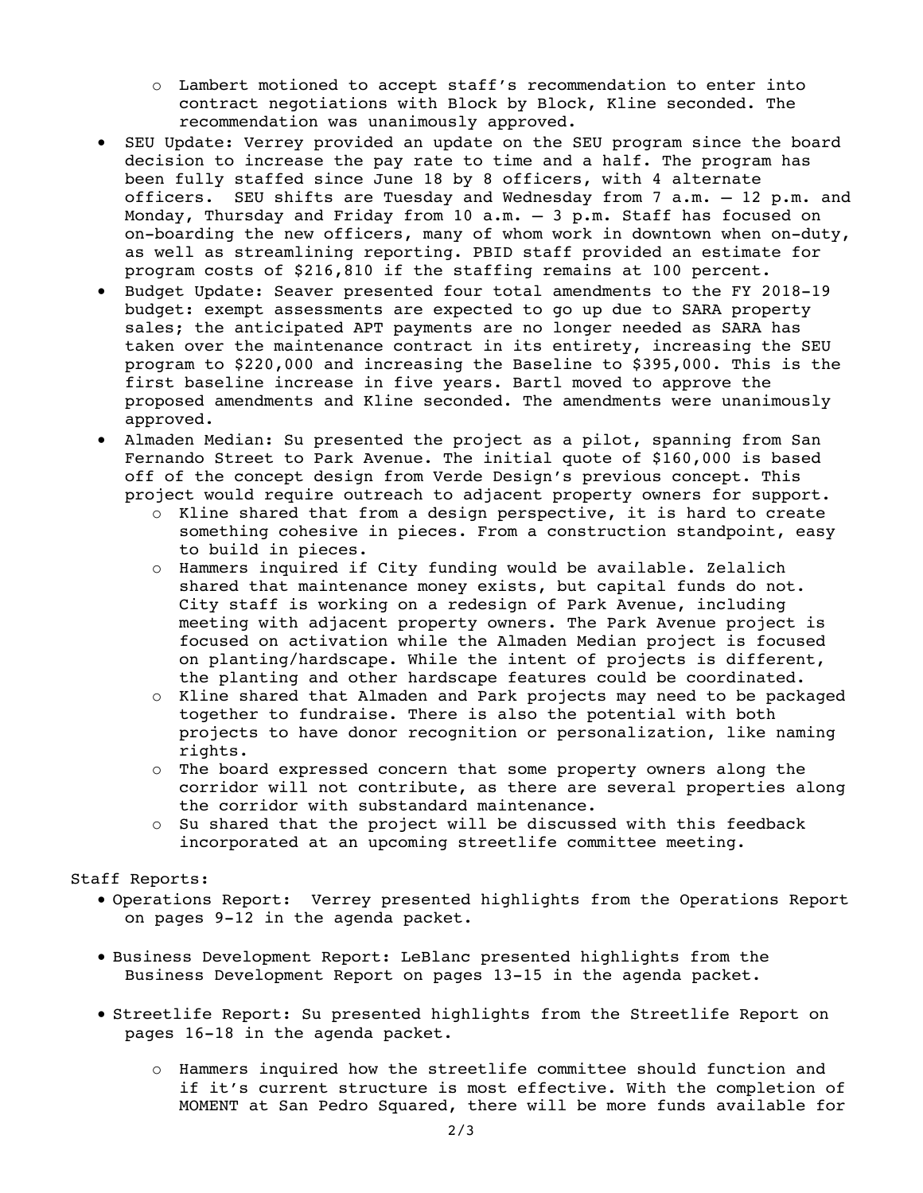- Lambert motioned to accept staff's recommendation to enter into contract negotiations with Block by Block, Kline seconded. The recommendation was unanimously approved.
- SEU Update: Verrey provided an update on the SEU program since the board decision to increase the pay rate to time and a half. The program has been fully staffed since June 18 by 8 officers, with 4 alternate officers. SEU shifts are Tuesday and Wednesday from 7 a.m. – 12 p.m. and Monday, Thursday and Friday from 10 a.m. – 3 p.m. Staff has focused on on-boarding the new officers, many of whom work in downtown when on-duty, as well as streamlining reporting. PBID staff provided an estimate for program costs of $216,810 if the staffing remains at 100 percent.
- Budget Update: Seaver presented four total amendments to the FY 2018-19 budget: exempt assessments are expected to go up due to SARA property sales; the anticipated APT payments are no longer needed as SARA has taken over the maintenance contract in its entirety, increasing the SEU program to $220,000 and increasing the Baseline to $395,000. This is the first baseline increase in five years. Bartl moved to approve the proposed amendments and Kline seconded. The amendments were unanimously approved.
- Almaden Median: Su presented the project as a pilot, spanning from San Fernando Street to Park Avenue. The initial quote of $160,000 is based off of the concept design from Verde Design's previous concept. This project would require outreach to adjacent property owners for support.
  - Kline shared that from a design perspective, it is hard to create something cohesive in pieces. From a construction standpoint, easy to build in pieces.
  - Hammers inquired if City funding would be available. Zelalich shared that maintenance money exists, but capital funds do not. City staff is working on a redesign of Park Avenue, including meeting with adjacent property owners. The Park Avenue project is focused on activation while the Almaden Median project is focused on planting/hardscape. While the intent of projects is different, the planting and other hardscape features could be coordinated.
  - Kline shared that Almaden and Park projects may need to be packaged together to fundraise. There is also the potential with both projects to have donor recognition or personalization, like naming rights.
  - The board expressed concern that some property owners along the corridor will not contribute, as there are several properties along the corridor with substandard maintenance.
  - Su shared that the project will be discussed with this feedback incorporated at an upcoming streetlife committee meeting.

Staff Reports:

- Operations Report: Verrey presented highlights from the Operations Report on pages 9-12 in the agenda packet.
- Business Development Report: LeBlanc presented highlights from the Business Development Report on pages 13-15 in the agenda packet.
- Streetlife Report: Su presented highlights from the Streetlife Report on pages 16-18 in the agenda packet.
  - Hammers inquired how the streetlife committee should function and if it's current structure is most effective. With the completion of MOMENT at San Pedro Squared, there will be more funds available for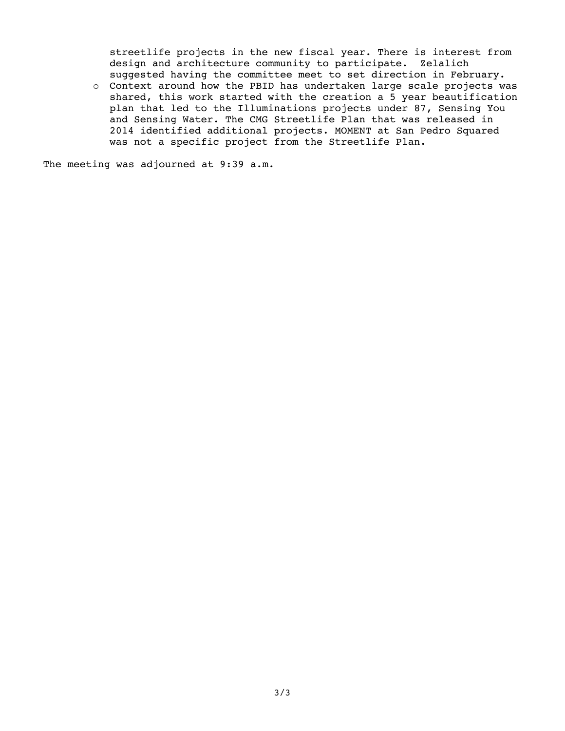streetlife projects in the new fiscal year. There is interest from design and architecture community to participate. Zelalich suggested having the committee meet to set direction in February.

- Context around how the PBID has undertaken large scale projects was shared, this work started with the creation a 5 year beautification plan that led to the Illuminations projects under 87, Sensing You and Sensing Water. The CMG Streetlife Plan that was released in 2014 identified additional projects. MOMENT at San Pedro Squared was not a specific project from the Streetlife Plan.

The meeting was adjourned at 9:39 a.m.